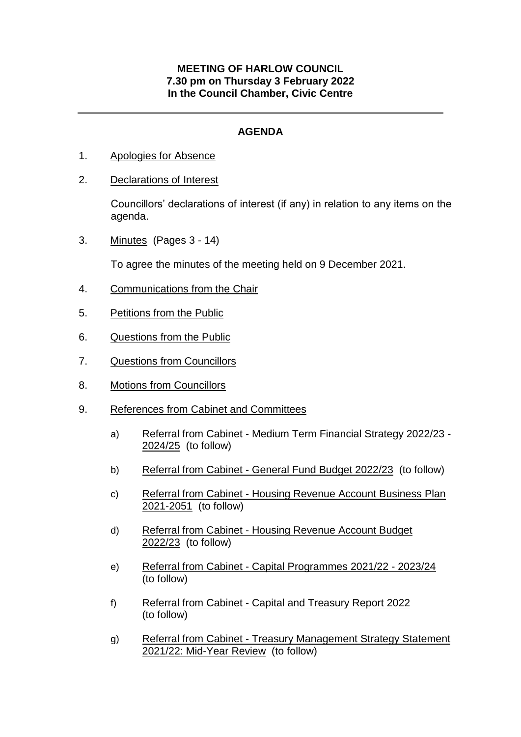**MEETING OF HARLOW COUNCIL**
**7.30 pm on Thursday 3 February 2022**
**In the Council Chamber, Civic Centre**

---

## AGENDA

1. Apologies for Absence

2. Declarations of Interest

   Councillors' declarations of interest (if any) in relation to any items on the agenda.

3. Minutes (Pages 3 - 14)

   To agree the minutes of the meeting held on 9 December 2021.

4. Communications from the Chair

5. Petitions from the Public

6. Questions from the Public

7. Questions from Councillors

8. Motions from Councillors

9. References from Cabinet and Committees

   a) Referral from Cabinet - Medium Term Financial Strategy 2022/23 - 2024/25 (to follow)

   b) Referral from Cabinet - General Fund Budget 2022/23 (to follow)

   c) Referral from Cabinet - Housing Revenue Account Business Plan 2021-2051 (to follow)

   d) Referral from Cabinet - Housing Revenue Account Budget 2022/23 (to follow)

   e) Referral from Cabinet - Capital Programmes 2021/22 - 2023/24 (to follow)

   f) Referral from Cabinet - Capital and Treasury Report 2022 (to follow)

   g) Referral from Cabinet - Treasury Management Strategy Statement 2021/22: Mid-Year Review (to follow)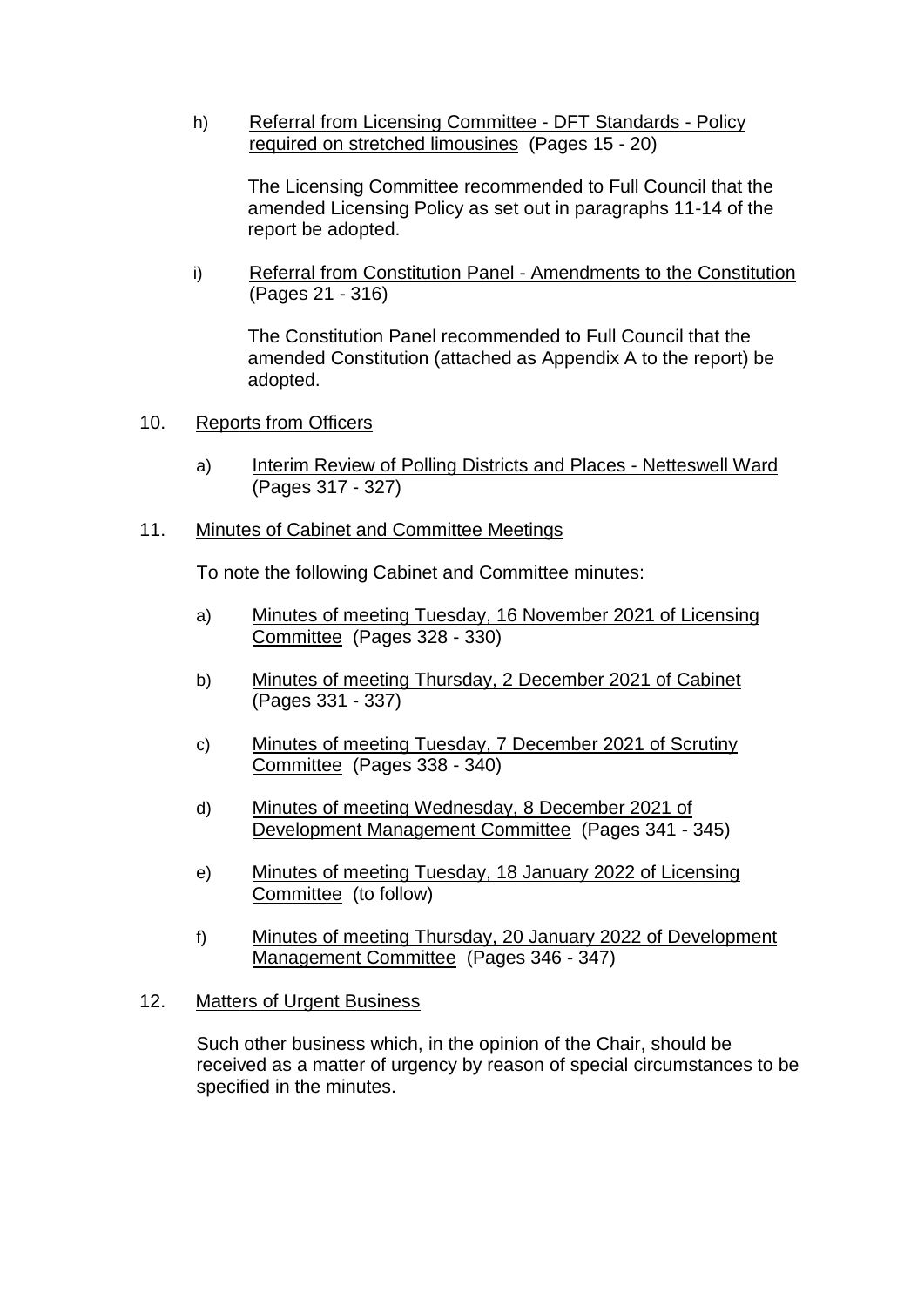h) Referral from Licensing Committee - DFT Standards - Policy required on stretched limousines (Pages 15 - 20)

   The Licensing Committee recommended to Full Council that the amended Licensing Policy as set out in paragraphs 11-14 of the report be adopted.

i) Referral from Constitution Panel - Amendments to the Constitution (Pages 21 - 316)

   The Constitution Panel recommended to Full Council that the amended Constitution (attached as Appendix A to the report) be adopted.

10. Reports from Officers

    a) Interim Review of Polling Districts and Places - Netteswell Ward (Pages 317 - 327)

11. Minutes of Cabinet and Committee Meetings

    To note the following Cabinet and Committee minutes:

    a) Minutes of meeting Tuesday, 16 November 2021 of Licensing Committee (Pages 328 - 330)

    b) Minutes of meeting Thursday, 2 December 2021 of Cabinet (Pages 331 - 337)

    c) Minutes of meeting Tuesday, 7 December 2021 of Scrutiny Committee (Pages 338 - 340)

    d) Minutes of meeting Wednesday, 8 December 2021 of Development Management Committee (Pages 341 - 345)

    e) Minutes of meeting Tuesday, 18 January 2022 of Licensing Committee (to follow)

    f) Minutes of meeting Thursday, 20 January 2022 of Development Management Committee (Pages 346 - 347)

12. Matters of Urgent Business

    Such other business which, in the opinion of the Chair, should be received as a matter of urgency by reason of special circumstances to be specified in the minutes.